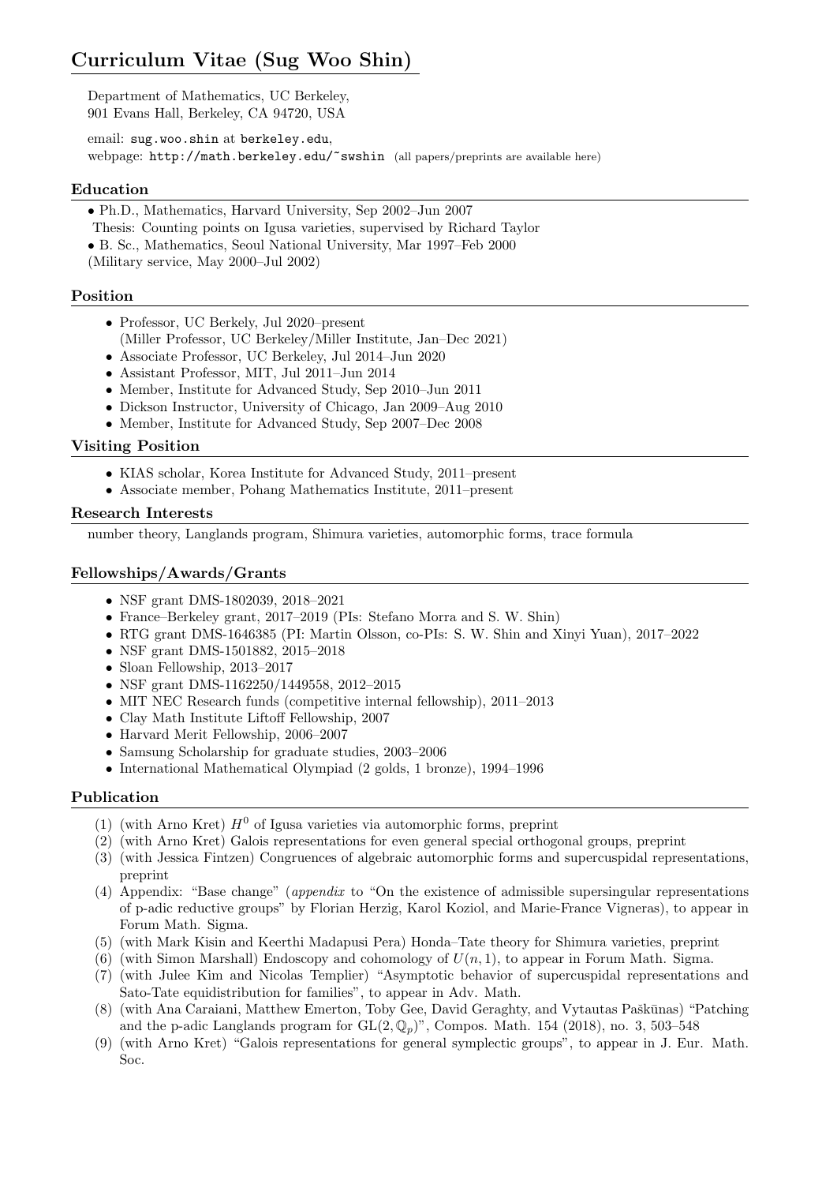# Curriculum Vitae (Sug Woo Shin)

Department of Mathematics, UC Berkeley,
901 Evans Hall, Berkeley, CA 94720, USA

email: sug.woo.shin at berkeley.edu,
webpage: http://math.berkeley.edu/~swshin (all papers/preprints are available here)

## Education

- Ph.D., Mathematics, Harvard University, Sep 2002–Jun 2007
  Thesis: Counting points on Igusa varieties, supervised by Richard Taylor
- B. Sc., Mathematics, Seoul National University, Mar 1997–Feb 2000

(Military service, May 2000–Jul 2002)

## Position

- Professor, UC Berkely, Jul 2020–present
  (Miller Professor, UC Berkeley/Miller Institute, Jan–Dec 2021)
- Associate Professor, UC Berkeley, Jul 2014–Jun 2020
- Assistant Professor, MIT, Jul 2011–Jun 2014
- Member, Institute for Advanced Study, Sep 2010–Jun 2011
- Dickson Instructor, University of Chicago, Jan 2009–Aug 2010
- Member, Institute for Advanced Study, Sep 2007–Dec 2008

## Visiting Position

- KIAS scholar, Korea Institute for Advanced Study, 2011–present
- Associate member, Pohang Mathematics Institute, 2011–present

## Research Interests

number theory, Langlands program, Shimura varieties, automorphic forms, trace formula

## Fellowships/Awards/Grants

- NSF grant DMS-1802039, 2018–2021
- France–Berkeley grant, 2017–2019 (PIs: Stefano Morra and S. W. Shin)
- RTG grant DMS-1646385 (PI: Martin Olsson, co-PIs: S. W. Shin and Xinyi Yuan), 2017–2022
- NSF grant DMS-1501882, 2015–2018
- Sloan Fellowship, 2013–2017
- NSF grant DMS-1162250/1449558, 2012–2015
- MIT NEC Research funds (competitive internal fellowship), 2011–2013
- Clay Math Institute Liftoff Fellowship, 2007
- Harvard Merit Fellowship, 2006–2007
- Samsung Scholarship for graduate studies, 2003–2006
- International Mathematical Olympiad (2 golds, 1 bronze), 1994–1996

## Publication

(1) (with Arno Kret) $H^0$ of Igusa varieties via automorphic forms, preprint

(2) (with Arno Kret) Galois representations for even general special orthogonal groups, preprint

(3) (with Jessica Fintzen) Congruences of algebraic automorphic forms and supercuspidal representations, preprint

(4) Appendix: "Base change" (*appendix* to "On the existence of admissible supersingular representations of p-adic reductive groups" by Florian Herzig, Karol Koziol, and Marie-France Vigneras), to appear in Forum Math. Sigma.

(5) (with Mark Kisin and Keerthi Madapusi Pera) Honda–Tate theory for Shimura varieties, preprint

(6) (with Simon Marshall) Endoscopy and cohomology of $U(n, 1)$, to appear in Forum Math. Sigma.

(7) (with Julee Kim and Nicolas Templier) "Asymptotic behavior of supercuspidal representations and Sato-Tate equidistribution for families", to appear in Adv. Math.

(8) (with Ana Caraiani, Matthew Emerton, Toby Gee, David Geraghty, and Vytautas Paškūnas) "Patching and the p-adic Langlands program for $\mathrm{GL}(2, \mathbb{Q}_p)$", Compos. Math. 154 (2018), no. 3, 503–548

(9) (with Arno Kret) "Galois representations for general symplectic groups", to appear in J. Eur. Math. Soc.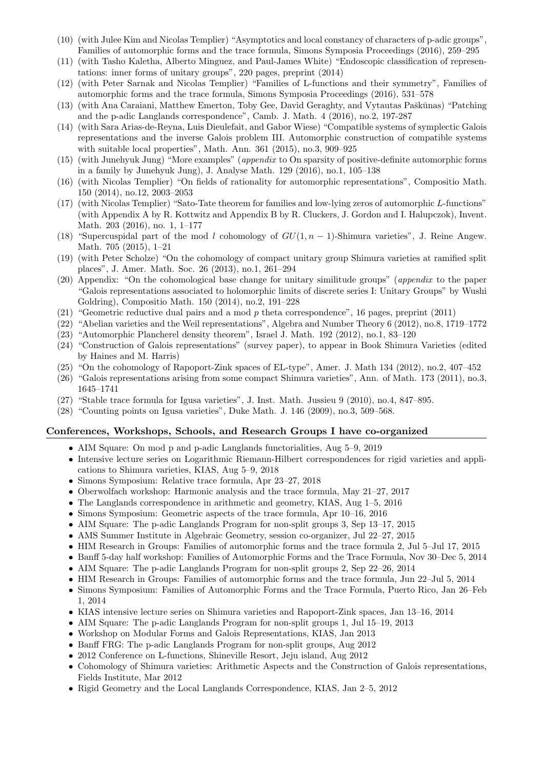(10) (with Julee Kim and Nicolas Templier) "Asymptotics and local constancy of characters of p-adic groups", Families of automorphic forms and the trace formula, Simons Symposia Proceedings (2016), 259–295

(11) (with Tasho Kaletha, Alberto Minguez, and Paul-James White) "Endoscopic classification of representations: inner forms of unitary groups", 220 pages, preprint (2014)

(12) (with Peter Sarnak and Nicolas Templier) "Families of L-functions and their symmetry", Families of automorphic forms and the trace formula, Simons Symposia Proceedings (2016), 531–578

(13) (with Ana Caraiani, Matthew Emerton, Toby Gee, David Geraghty, and Vytautas Paškūnas) "Patching and the p-adic Langlands correspondence", Camb. J. Math. 4 (2016), no.2, 197-287

(14) (with Sara Arias-de-Reyna, Luis Dieulefait, and Gabor Wiese) "Compatible systems of symplectic Galois representations and the inverse Galois problem III. Automorphic construction of compatible systems with suitable local properties", Math. Ann. 361 (2015), no.3, 909–925

(15) (with Junehyuk Jung) "More examples" (*appendix* to On sparsity of positive-definite automorphic forms in a family by Junehyuk Jung), J. Analyse Math. 129 (2016), no.1, 105–138

(16) (with Nicolas Templier) "On fields of rationality for automorphic representations", Compositio Math. 150 (2014), no.12, 2003–2053

(17) (with Nicolas Templier) "Sato-Tate theorem for families and low-lying zeros of automorphic $L$-functions" (with Appendix A by R. Kottwitz and Appendix B by R. Cluckers, J. Gordon and I. Halupczok), Invent. Math. 203 (2016), no. 1, 1–177

(18) "Supercuspidal part of the mod $l$ cohomology of $GU(1, n-1)$-Shimura varieties", J. Reine Angew. Math. 705 (2015), 1–21

(19) (with Peter Scholze) "On the cohomology of compact unitary group Shimura varieties at ramified split places", J. Amer. Math. Soc. 26 (2013), no.1, 261–294

(20) Appendix: "On the cohomological base change for unitary similitude groups" (*appendix* to the paper "Galois representations associated to holomorphic limits of discrete series I: Unitary Groups" by Wushi Goldring), Compositio Math. 150 (2014), no.2, 191–228

(21) "Geometric reductive dual pairs and a mod $p$ theta correspondence", 16 pages, preprint (2011)

(22) "Abelian varieties and the Weil representations", Algebra and Number Theory 6 (2012), no.8, 1719–1772

(23) "Automorphic Plancherel density theorem", Israel J. Math. 192 (2012), no.1, 83–120

(24) "Construction of Galois representations" (survey paper), to appear in Book Shimura Varieties (edited by Haines and M. Harris)

(25) "On the cohomology of Rapoport-Zink spaces of EL-type", Amer. J. Math 134 (2012), no.2, 407–452

(26) "Galois representations arising from some compact Shimura varieties", Ann. of Math. 173 (2011), no.3, 1645–1741

(27) "Stable trace formula for Igusa varieties", J. Inst. Math. Jussieu 9 (2010), no.4, 847–895.

(28) "Counting points on Igusa varieties", Duke Math. J. 146 (2009), no.3, 509–568.

## Conferences, Workshops, Schools, and Research Groups I have co-organized

- AIM Square: On mod p and p-adic Langlands functorialities, Aug 5–9, 2019
- Intensive lecture series on Logarithmic Riemann-Hilbert correspondences for rigid varieties and applications to Shimura varieties, KIAS, Aug 5–9, 2018
- Simons Symposium: Relative trace formula, Apr 23–27, 2018
- Oberwolfach workshop: Harmonic analysis and the trace formula, May 21–27, 2017
- The Langlands correspondence in arithmetic and geometry, KIAS, Aug 1–5, 2016
- Simons Symposium: Geometric aspects of the trace formula, Apr 10–16, 2016
- AIM Square: The p-adic Langlands Program for non-split groups 3, Sep 13–17, 2015
- AMS Summer Institute in Algebraic Geometry, session co-organizer, Jul 22–27, 2015
- HIM Research in Groups: Families of automorphic forms and the trace formula 2, Jul 5–Jul 17, 2015
- Banff 5-day half workshop: Families of Automorphic Forms and the Trace Formula, Nov 30–Dec 5, 2014
- AIM Square: The p-adic Langlands Program for non-split groups 2, Sep 22–26, 2014
- HIM Research in Groups: Families of automorphic forms and the trace formula, Jun 22–Jul 5, 2014
- Simons Symposium: Families of Automorphic Forms and the Trace Formula, Puerto Rico, Jan 26–Feb 1, 2014
- KIAS intensive lecture series on Shimura varieties and Rapoport-Zink spaces, Jan 13–16, 2014
- AIM Square: The p-adic Langlands Program for non-split groups 1, Jul 15–19, 2013
- Workshop on Modular Forms and Galois Representations, KIAS, Jan 2013
- Banff FRG: The p-adic Langlands Program for non-split groups, Aug 2012
- 2012 Conference on L-functions, Shineville Resort, Jeju island, Aug 2012
- Cohomology of Shimura varieties: Arithmetic Aspects and the Construction of Galois representations, Fields Institute, Mar 2012
- Rigid Geometry and the Local Langlands Correspondence, KIAS, Jan 2–5, 2012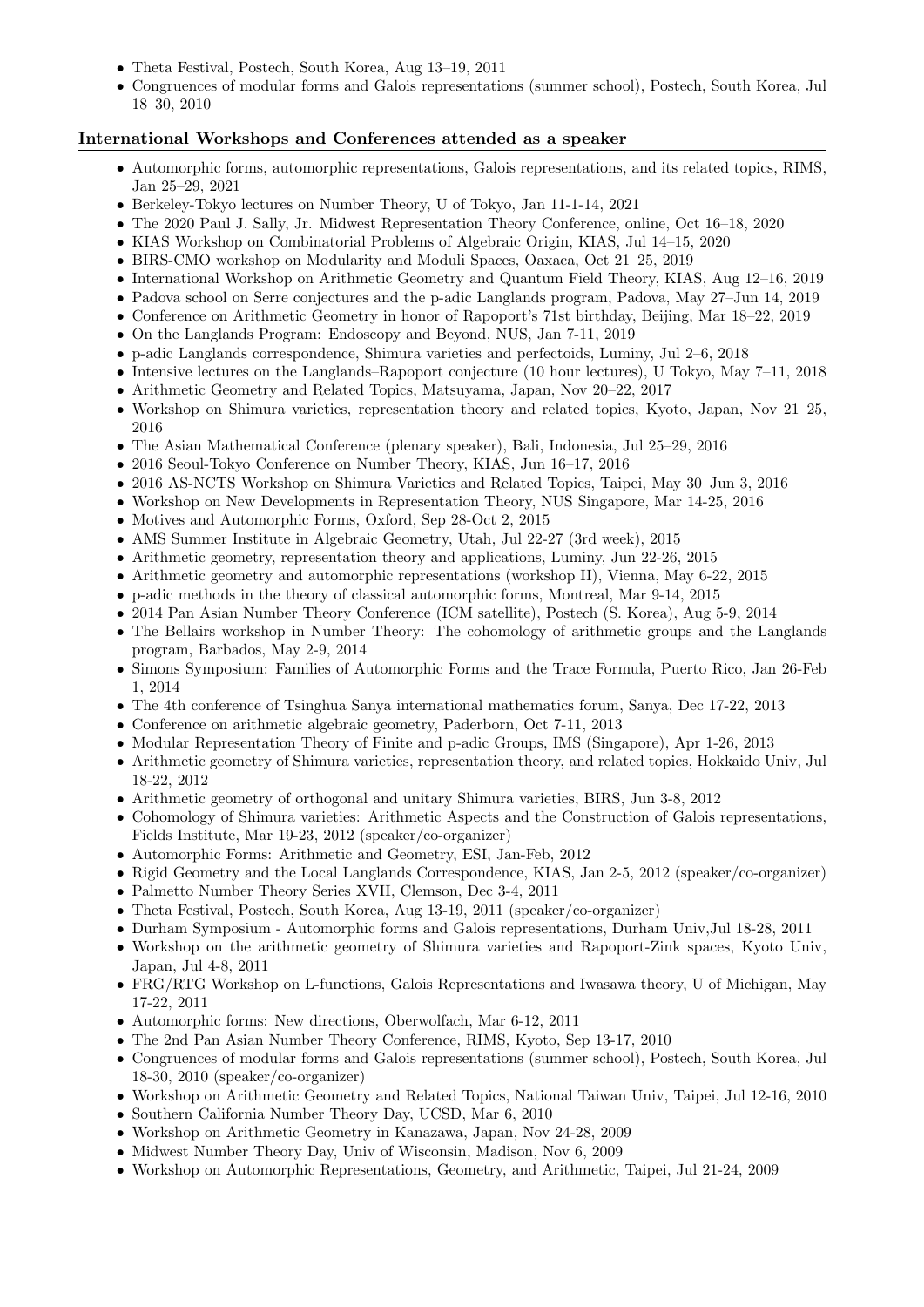- Theta Festival, Postech, South Korea, Aug 13–19, 2011
- Congruences of modular forms and Galois representations (summer school), Postech, South Korea, Jul 18–30, 2010

## International Workshops and Conferences attended as a speaker

- Automorphic forms, automorphic representations, Galois representations, and its related topics, RIMS, Jan 25–29, 2021
- Berkeley-Tokyo lectures on Number Theory, U of Tokyo, Jan 11-1-14, 2021
- The 2020 Paul J. Sally, Jr. Midwest Representation Theory Conference, online, Oct 16–18, 2020
- KIAS Workshop on Combinatorial Problems of Algebraic Origin, KIAS, Jul 14–15, 2020
- BIRS-CMO workshop on Modularity and Moduli Spaces, Oaxaca, Oct 21–25, 2019
- International Workshop on Arithmetic Geometry and Quantum Field Theory, KIAS, Aug 12–16, 2019
- Padova school on Serre conjectures and the p-adic Langlands program, Padova, May 27–Jun 14, 2019
- Conference on Arithmetic Geometry in honor of Rapoport's 71st birthday, Beijing, Mar 18–22, 2019
- On the Langlands Program: Endoscopy and Beyond, NUS, Jan 7-11, 2019
- p-adic Langlands correspondence, Shimura varieties and perfectoids, Luminy, Jul 2–6, 2018
- Intensive lectures on the Langlands–Rapoport conjecture (10 hour lectures), U Tokyo, May 7–11, 2018
- Arithmetic Geometry and Related Topics, Matsuyama, Japan, Nov 20–22, 2017
- Workshop on Shimura varieties, representation theory and related topics, Kyoto, Japan, Nov 21–25, 2016
- The Asian Mathematical Conference (plenary speaker), Bali, Indonesia, Jul 25–29, 2016
- 2016 Seoul-Tokyo Conference on Number Theory, KIAS, Jun 16–17, 2016
- 2016 AS-NCTS Workshop on Shimura Varieties and Related Topics, Taipei, May 30–Jun 3, 2016
- Workshop on New Developments in Representation Theory, NUS Singapore, Mar 14-25, 2016
- Motives and Automorphic Forms, Oxford, Sep 28-Oct 2, 2015
- AMS Summer Institute in Algebraic Geometry, Utah, Jul 22-27 (3rd week), 2015
- Arithmetic geometry, representation theory and applications, Luminy, Jun 22-26, 2015
- Arithmetic geometry and automorphic representations (workshop II), Vienna, May 6-22, 2015
- p-adic methods in the theory of classical automorphic forms, Montreal, Mar 9-14, 2015
- 2014 Pan Asian Number Theory Conference (ICM satellite), Postech (S. Korea), Aug 5-9, 2014
- The Bellairs workshop in Number Theory: The cohomology of arithmetic groups and the Langlands program, Barbados, May 2-9, 2014
- Simons Symposium: Families of Automorphic Forms and the Trace Formula, Puerto Rico, Jan 26-Feb 1, 2014
- The 4th conference of Tsinghua Sanya international mathematics forum, Sanya, Dec 17-22, 2013
- Conference on arithmetic algebraic geometry, Paderborn, Oct 7-11, 2013
- Modular Representation Theory of Finite and p-adic Groups, IMS (Singapore), Apr 1-26, 2013
- Arithmetic geometry of Shimura varieties, representation theory, and related topics, Hokkaido Univ, Jul 18-22, 2012
- Arithmetic geometry of orthogonal and unitary Shimura varieties, BIRS, Jun 3-8, 2012
- Cohomology of Shimura varieties: Arithmetic Aspects and the Construction of Galois representations, Fields Institute, Mar 19-23, 2012 (speaker/co-organizer)
- Automorphic Forms: Arithmetic and Geometry, ESI, Jan-Feb, 2012
- Rigid Geometry and the Local Langlands Correspondence, KIAS, Jan 2-5, 2012 (speaker/co-organizer)
- Palmetto Number Theory Series XVII, Clemson, Dec 3-4, 2011
- Theta Festival, Postech, South Korea, Aug 13-19, 2011 (speaker/co-organizer)
- Durham Symposium - Automorphic forms and Galois representations, Durham Univ,Jul 18-28, 2011
- Workshop on the arithmetic geometry of Shimura varieties and Rapoport-Zink spaces, Kyoto Univ, Japan, Jul 4-8, 2011
- FRG/RTG Workshop on L-functions, Galois Representations and Iwasawa theory, U of Michigan, May 17-22, 2011
- Automorphic forms: New directions, Oberwolfach, Mar 6-12, 2011
- The 2nd Pan Asian Number Theory Conference, RIMS, Kyoto, Sep 13-17, 2010
- Congruences of modular forms and Galois representations (summer school), Postech, South Korea, Jul 18-30, 2010 (speaker/co-organizer)
- Workshop on Arithmetic Geometry and Related Topics, National Taiwan Univ, Taipei, Jul 12-16, 2010
- Southern California Number Theory Day, UCSD, Mar 6, 2010
- Workshop on Arithmetic Geometry in Kanazawa, Japan, Nov 24-28, 2009
- Midwest Number Theory Day, Univ of Wisconsin, Madison, Nov 6, 2009
- Workshop on Automorphic Representations, Geometry, and Arithmetic, Taipei, Jul 21-24, 2009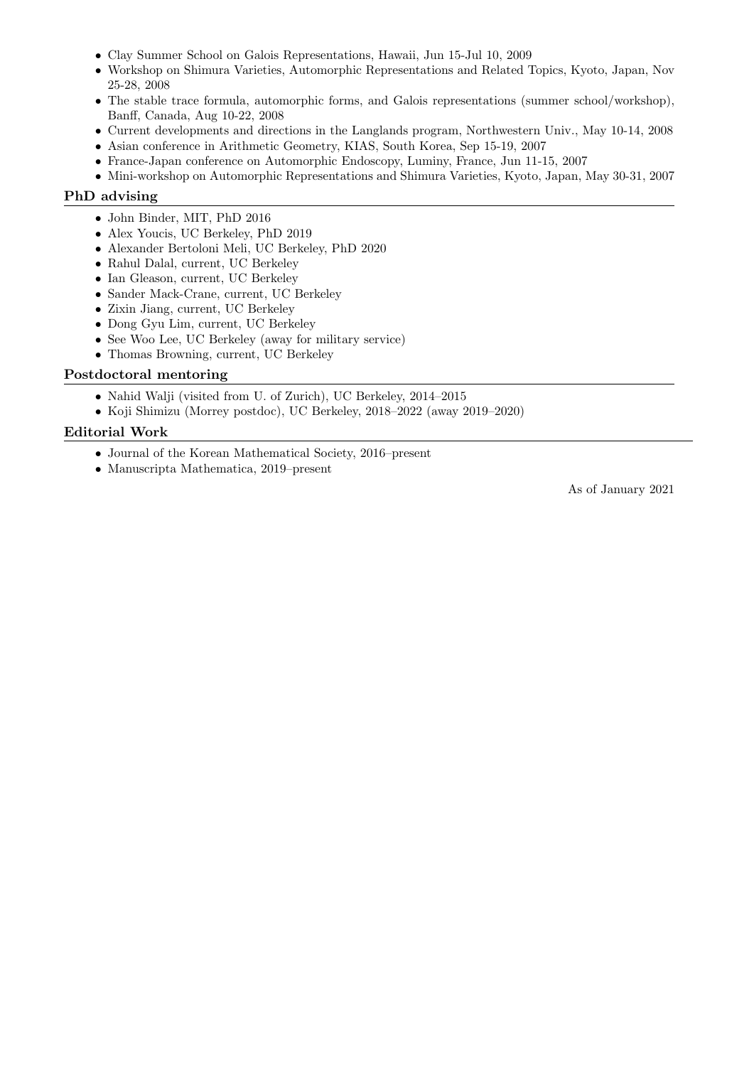- Clay Summer School on Galois Representations, Hawaii, Jun 15-Jul 10, 2009
- Workshop on Shimura Varieties, Automorphic Representations and Related Topics, Kyoto, Japan, Nov 25-28, 2008
- The stable trace formula, automorphic forms, and Galois representations (summer school/workshop), Banff, Canada, Aug 10-22, 2008
- Current developments and directions in the Langlands program, Northwestern Univ., May 10-14, 2008
- Asian conference in Arithmetic Geometry, KIAS, South Korea, Sep 15-19, 2007
- France-Japan conference on Automorphic Endoscopy, Luminy, France, Jun 11-15, 2007
- Mini-workshop on Automorphic Representations and Shimura Varieties, Kyoto, Japan, May 30-31, 2007

## PhD advising

- John Binder, MIT, PhD 2016
- Alex Youcis, UC Berkeley, PhD 2019
- Alexander Bertoloni Meli, UC Berkeley, PhD 2020
- Rahul Dalal, current, UC Berkeley
- Ian Gleason, current, UC Berkeley
- Sander Mack-Crane, current, UC Berkeley
- Zixin Jiang, current, UC Berkeley
- Dong Gyu Lim, current, UC Berkeley
- See Woo Lee, UC Berkeley (away for military service)
- Thomas Browning, current, UC Berkeley

## Postdoctoral mentoring

- Nahid Walji (visited from U. of Zurich), UC Berkeley, 2014–2015
- Koji Shimizu (Morrey postdoc), UC Berkeley, 2018–2022 (away 2019–2020)

## Editorial Work

- Journal of the Korean Mathematical Society, 2016–present
- Manuscripta Mathematica, 2019–present

As of January 2021